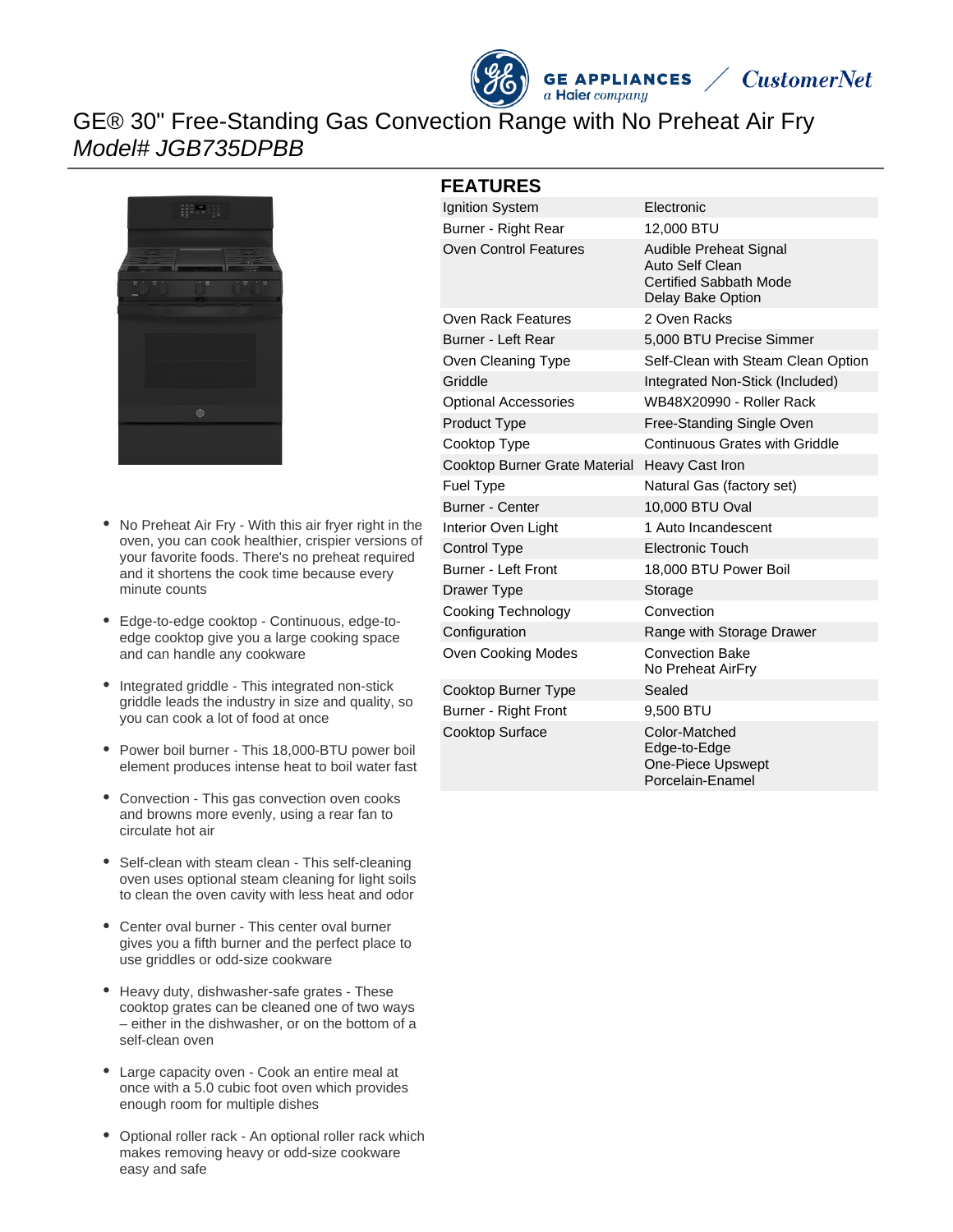# GE® 30" Free-Standing Gas Convection Range with No Preheat Air Fry

*Model# JGB735DPBB*

- No Preheat Air Fry - With this air fryer right in the oven, you can cook healthier, crispier versions of your favorite foods. There's no preheat required and it shortens the cook time because every minute counts
- Edge-to-edge cooktop - Continuous, edge-to-edge cooktop give you a large cooking space and can handle any cookware
- Integrated griddle - This integrated non-stick griddle leads the industry in size and quality, so you can cook a lot of food at once
- Power boil burner - This 18,000-BTU power boil element produces intense heat to boil water fast
- Convection - This gas convection oven cooks and browns more evenly, using a rear fan to circulate hot air
- Self-clean with steam clean - This self-cleaning oven uses optional steam cleaning for light soils to clean the oven cavity with less heat and odor
- Center oval burner - This center oval burner gives you a fifth burner and the perfect place to use griddles or odd-size cookware
- Heavy duty, dishwasher-safe grates - These cooktop grates can be cleaned one of two ways – either in the dishwasher, or on the bottom of a self-clean oven
- Large capacity oven - Cook an entire meal at once with a 5.0 cubic foot oven which provides enough room for multiple dishes
- Optional roller rack - An optional roller rack which makes removing heavy or odd-size cookware easy and safe

## FEATURES

| | |
|---|---|
| Ignition System | Electronic |
| Burner - Right Rear | 12,000 BTU |
| Oven Control Features | Audible Preheat Signal<br>Auto Self Clean<br>Certified Sabbath Mode<br>Delay Bake Option |
| Oven Rack Features | 2 Oven Racks |
| Burner - Left Rear | 5,000 BTU Precise Simmer |
| Oven Cleaning Type | Self-Clean with Steam Clean Option |
| Griddle | Integrated Non-Stick (Included) |
| Optional Accessories | WB48X20990 - Roller Rack |
| Product Type | Free-Standing Single Oven |
| Cooktop Type | Continuous Grates with Griddle |
| Cooktop Burner Grate Material | Heavy Cast Iron |
| Fuel Type | Natural Gas (factory set) |
| Burner - Center | 10,000 BTU Oval |
| Interior Oven Light | 1 Auto Incandescent |
| Control Type | Electronic Touch |
| Burner - Left Front | 18,000 BTU Power Boil |
| Drawer Type | Storage |
| Cooking Technology | Convection |
| Configuration | Range with Storage Drawer |
| Oven Cooking Modes | Convection Bake<br>No Preheat AirFry |
| Cooktop Burner Type | Sealed |
| Burner - Right Front | 9,500 BTU |
| Cooktop Surface | Color-Matched<br>Edge-to-Edge<br>One-Piece Upswept<br>Porcelain-Enamel |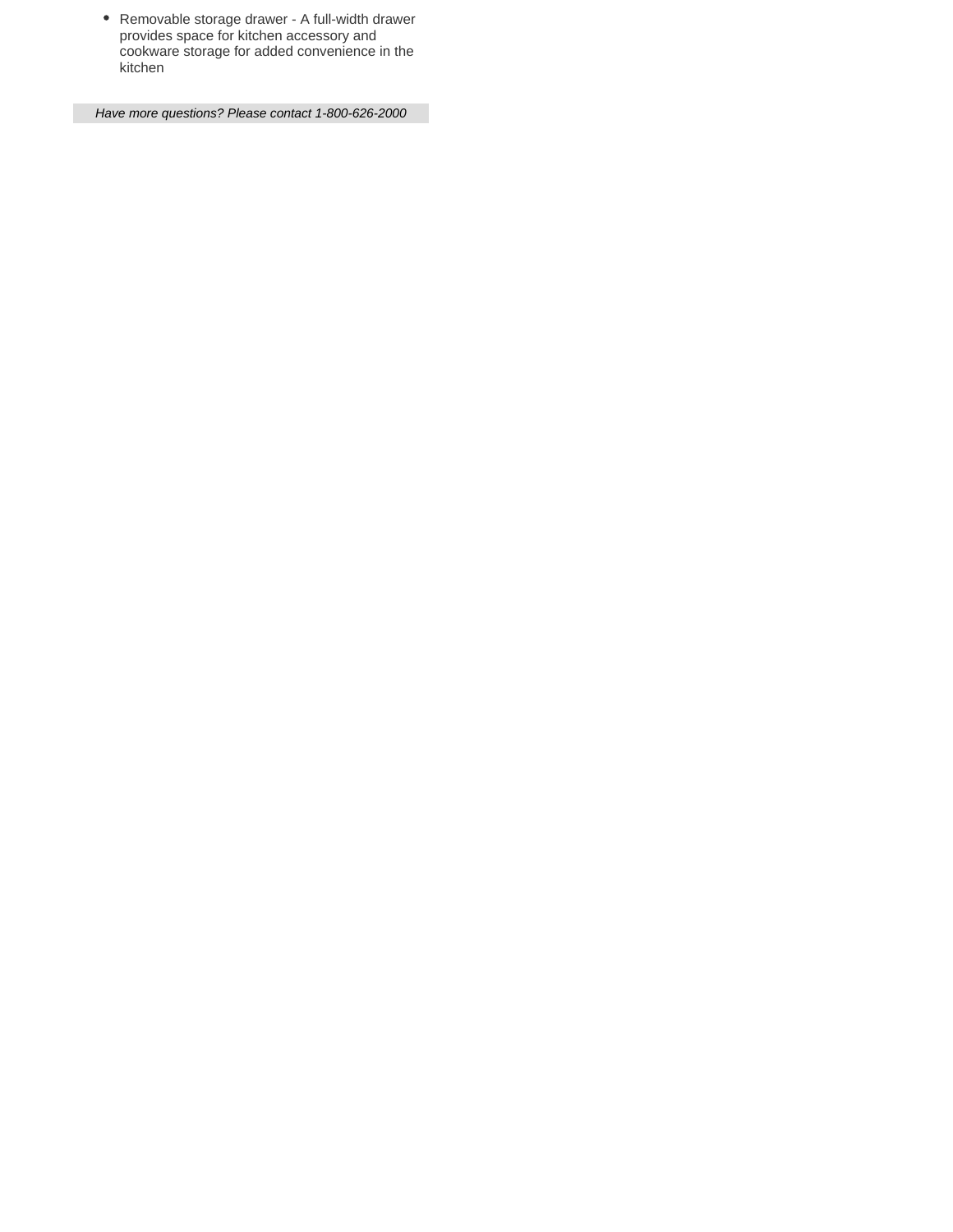- Removable storage drawer - A full-width drawer provides space for kitchen accessory and cookware storage for added convenience in the kitchen

*Have more questions? Please contact 1-800-626-2000*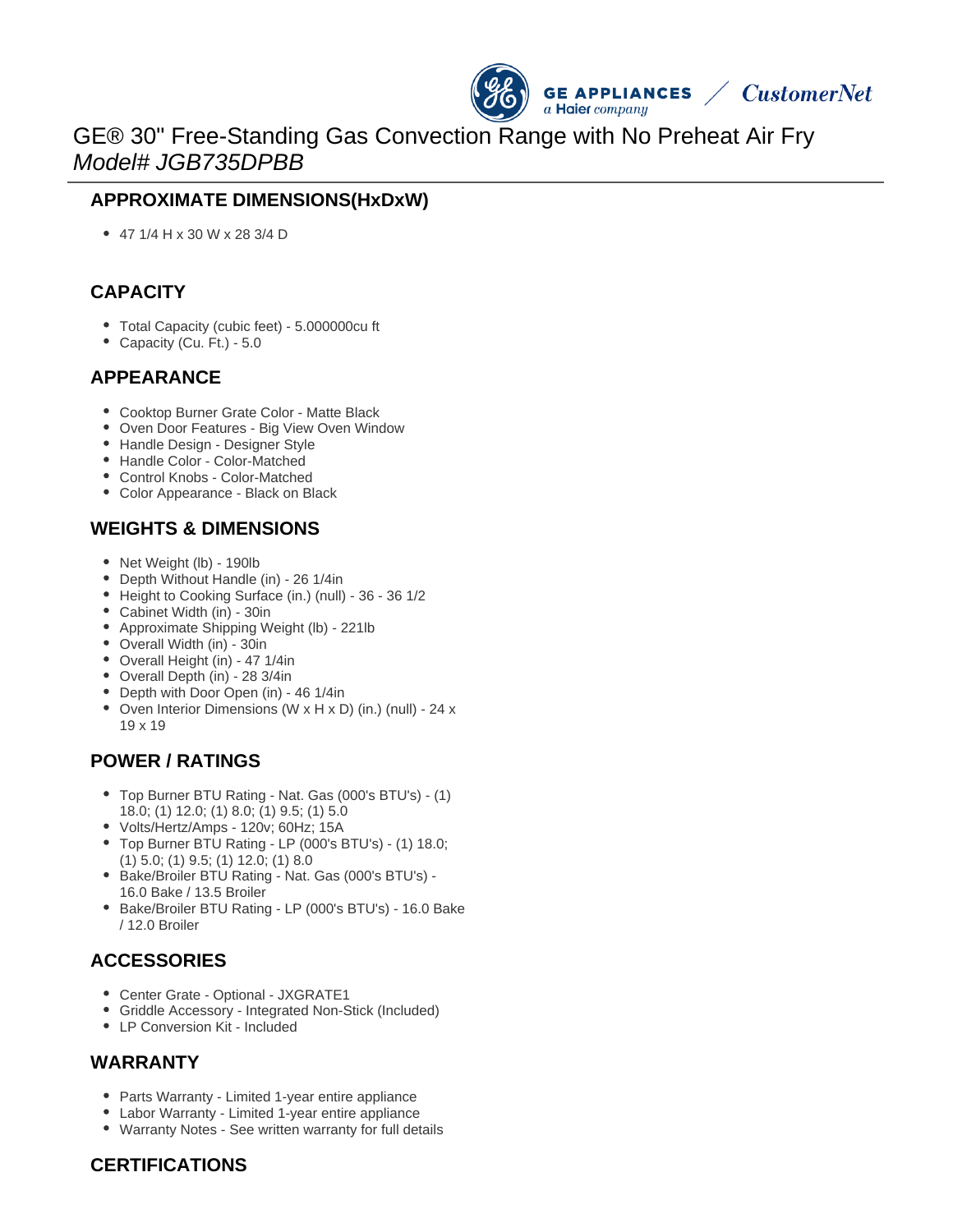# GE® 30" Free-Standing Gas Convection Range with No Preheat Air Fry
*Model# JGB735DPBB*

## APPROXIMATE DIMENSIONS(HxDxW)

- 47 1/4 H x 30 W x 28 3/4 D

## CAPACITY

- Total Capacity (cubic feet) - 5.000000cu ft
- Capacity (Cu. Ft.) - 5.0

## APPEARANCE

- Cooktop Burner Grate Color - Matte Black
- Oven Door Features - Big View Oven Window
- Handle Design - Designer Style
- Handle Color - Color-Matched
- Control Knobs - Color-Matched
- Color Appearance - Black on Black

## WEIGHTS & DIMENSIONS

- Net Weight (lb) - 190lb
- Depth Without Handle (in) - 26 1/4in
- Height to Cooking Surface (in.) (null) - 36 - 36 1/2
- Cabinet Width (in) - 30in
- Approximate Shipping Weight (lb) - 221lb
- Overall Width (in) - 30in
- Overall Height (in) - 47 1/4in
- Overall Depth (in) - 28 3/4in
- Depth with Door Open (in) - 46 1/4in
- Oven Interior Dimensions (W x H x D) (in.) (null) - 24 x 19 x 19

## POWER / RATINGS

- Top Burner BTU Rating - Nat. Gas (000's BTU's) - (1) 18.0; (1) 12.0; (1) 8.0; (1) 9.5; (1) 5.0
- Volts/Hertz/Amps - 120v; 60Hz; 15A
- Top Burner BTU Rating - LP (000's BTU's) - (1) 18.0; (1) 5.0; (1) 9.5; (1) 12.0; (1) 8.0
- Bake/Broiler BTU Rating - Nat. Gas (000's BTU's) - 16.0 Bake / 13.5 Broiler
- Bake/Broiler BTU Rating - LP (000's BTU's) - 16.0 Bake / 12.0 Broiler

## ACCESSORIES

- Center Grate - Optional - JXGRATE1
- Griddle Accessory - Integrated Non-Stick (Included)
- LP Conversion Kit - Included

## WARRANTY

- Parts Warranty - Limited 1-year entire appliance
- Labor Warranty - Limited 1-year entire appliance
- Warranty Notes - See written warranty for full details

## CERTIFICATIONS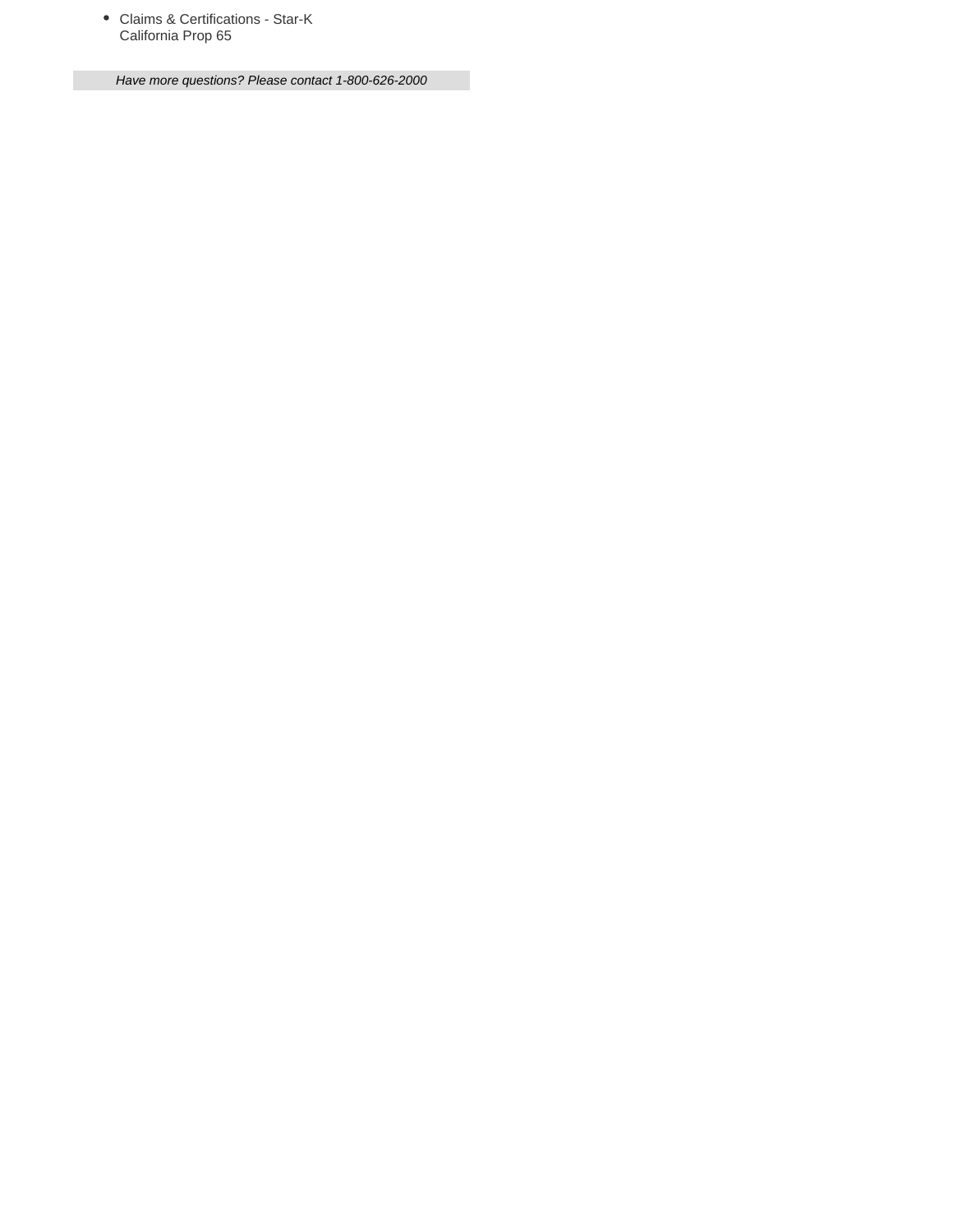- Claims & Certifications - Star-K
  California Prop 65

*Have more questions? Please contact 1-800-626-2000*